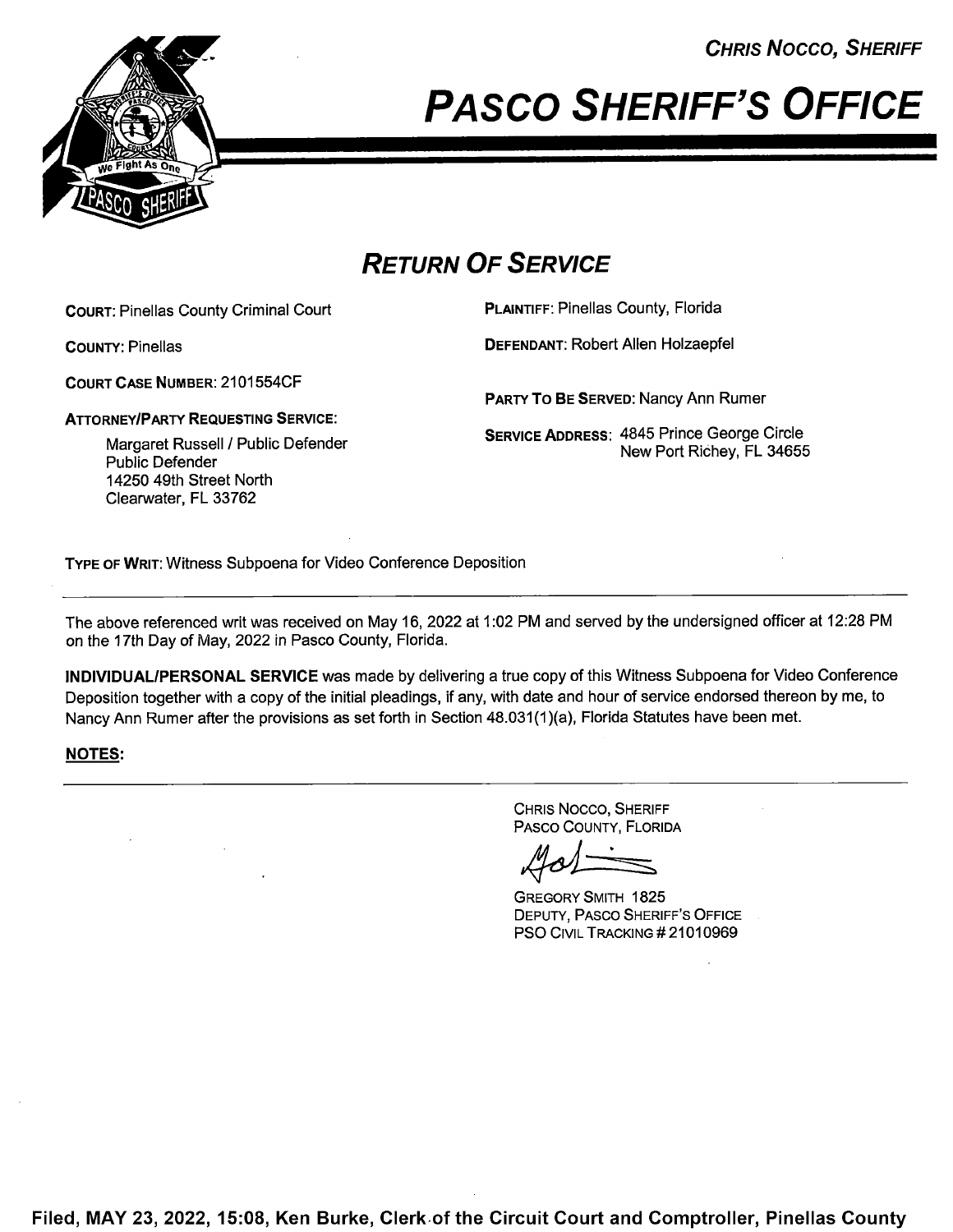CHRIS NOCCO, SHERIFF

# PASCO SHERIFF'S OFFICE

## RETURN OF SERVICE

**COURT:** Pinellas County Criminal Court

**COUNTY:** Pinellas

**COURT CASE NUMBER:** 2101554CF

**ATTORNEY/PARTY REQUESTING SERVICE:**

Margaret Russell / Public Defender
Public Defender
14250 49th Street North
Clearwater, FL 33762

**PLAINTIFF:** Pinellas County, Florida

**DEFENDANT:** Robert Allen Holzaepfel

**PARTY TO BE SERVED:** Nancy Ann Rumer

**SERVICE ADDRESS:** 4845 Prince George Circle
New Port Richey, FL 34655

**TYPE OF WRIT:** Witness Subpoena for Video Conference Deposition

---

The above referenced writ was received on May 16, 2022 at 1:02 PM and served by the undersigned officer at 12:28 PM on the 17th Day of May, 2022 in Pasco County, Florida.

**INDIVIDUAL/PERSONAL SERVICE** was made by delivering a true copy of this Witness Subpoena for Video Conference Deposition together with a copy of the initial pleadings, if any, with date and hour of service endorsed thereon by me, to Nancy Ann Rumer after the provisions as set forth in Section 48.031(1)(a), Florida Statutes have been met.

**NOTES:**

---

CHRIS NOCCO, SHERIFF
PASCO COUNTY, FLORIDA

GREGORY SMITH 1825
DEPUTY, PASCO SHERIFF'S OFFICE
PSO CIVIL TRACKING # 21010969

**Filed, MAY 23, 2022, 15:08, Ken Burke, Clerk of the Circuit Court and Comptroller, Pinellas County**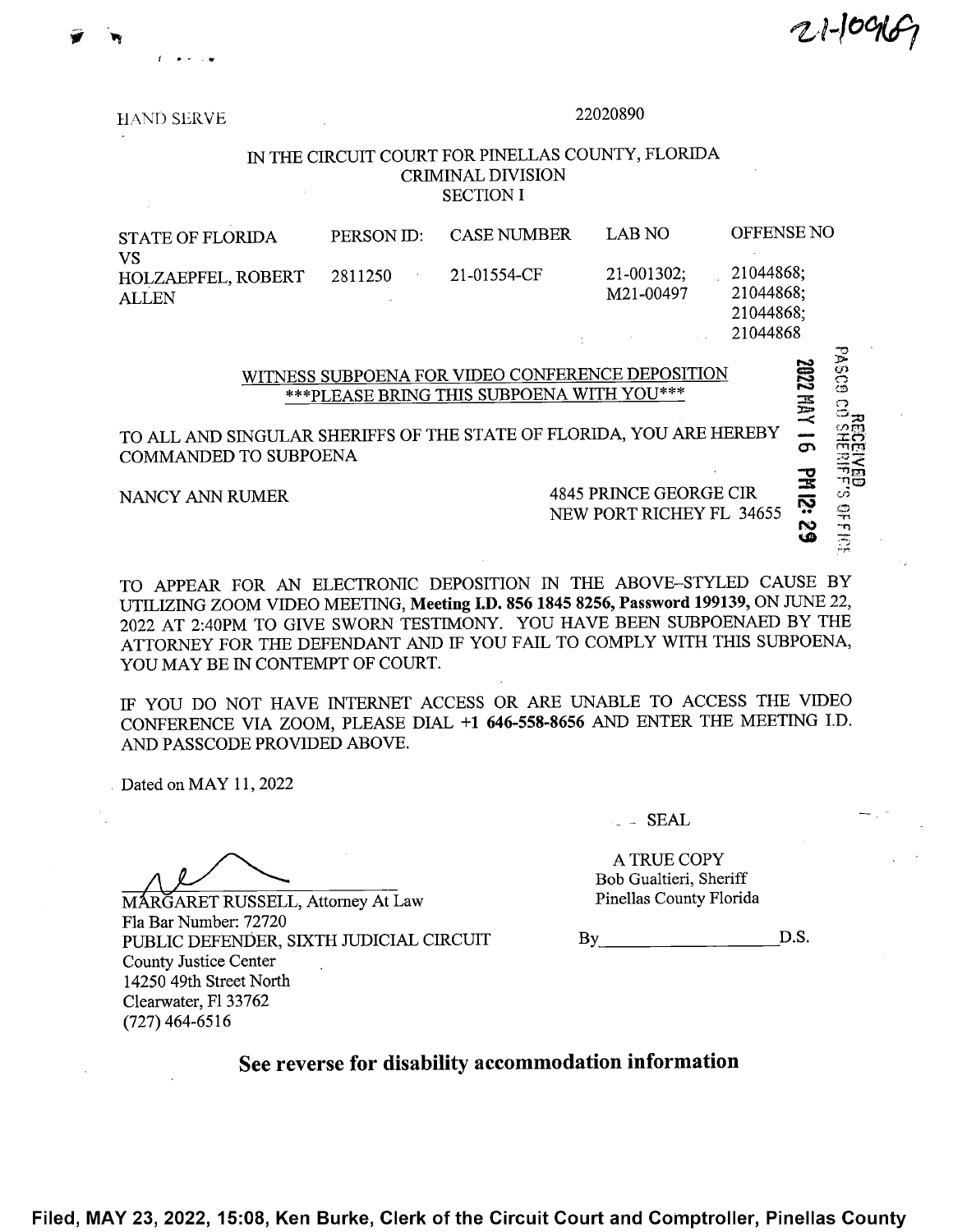21-10969

HAND SERVE

22020890

IN THE CIRCUIT COURT FOR PINELLAS COUNTY, FLORIDA
CRIMINAL DIVISION
SECTION I

| STATE OF FLORIDA VS | PERSON ID: | CASE NUMBER | LAB NO | OFFENSE NO |
|---|---|---|---|---|
| HOLZAEPFEL, ROBERT ALLEN | 2811250 | 21-01554-CF | 21-001302; M21-00497 | 21044868; 21044868; 21044868; 21044868 |

RECEIVED
PASCO CO SHERIFF'S OFFICE
2022 MAY 16 PM 12:29

## WITNESS SUBPOENA FOR VIDEO CONFERENCE DEPOSITION

***PLEASE BRING THIS SUBPOENA WITH YOU***

TO ALL AND SINGULAR SHERIFFS OF THE STATE OF FLORIDA, YOU ARE HEREBY COMMANDED TO SUBPOENA

NANCY ANN RUMER

4845 PRINCE GEORGE CIR
NEW PORT RICHEY FL 34655

TO APPEAR FOR AN ELECTRONIC DEPOSITION IN THE ABOVE-STYLED CAUSE BY UTILIZING ZOOM VIDEO MEETING, **Meeting I.D. 856 1845 8256, Password 199139,** ON JUNE 22, 2022 AT 2:40PM TO GIVE SWORN TESTIMONY. YOU HAVE BEEN SUBPOENAED BY THE ATTORNEY FOR THE DEFENDANT AND IF YOU FAIL TO COMPLY WITH THIS SUBPOENA, YOU MAY BE IN CONTEMPT OF COURT.

IF YOU DO NOT HAVE INTERNET ACCESS OR ARE UNABLE TO ACCESS THE VIDEO CONFERENCE VIA ZOOM, PLEASE DIAL **+1 646-558-8656** AND ENTER THE MEETING I.D. AND PASSCODE PROVIDED ABOVE.

Dated on MAY 11, 2022

SEAL

A TRUE COPY
Bob Gualtieri, Sheriff
Pinellas County Florida

By_________________D.S.

MARGARET RUSSELL, Attorney At Law
Fla Bar Number: 72720
PUBLIC DEFENDER, SIXTH JUDICIAL CIRCUIT
County Justice Center
14250 49th Street North
Clearwater, Fl 33762
(727) 464-6516

**See reverse for disability accommodation information**

Filed, MAY 23, 2022, 15:08, Ken Burke, Clerk of the Circuit Court and Comptroller, Pinellas County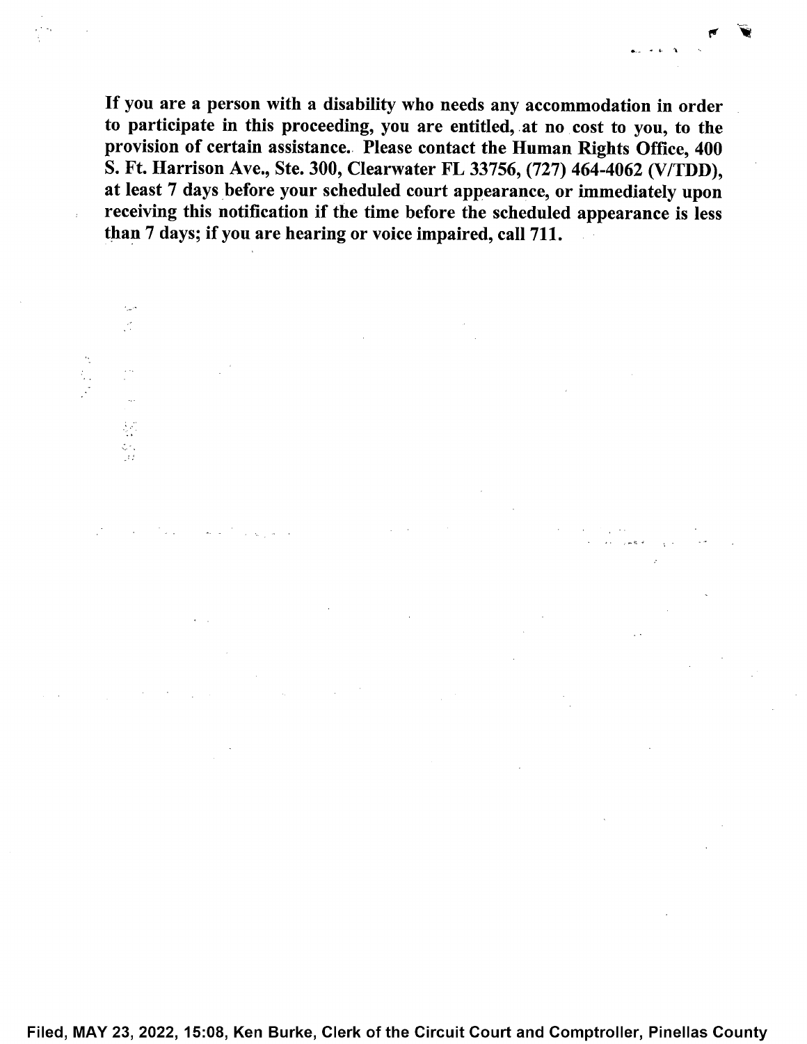**If you are a person with a disability who needs any accommodation in order to participate in this proceeding, you are entitled, at no cost to you, to the provision of certain assistance. Please contact the Human Rights Office, 400 S. Ft. Harrison Ave., Ste. 300, Clearwater FL 33756, (727) 464-4062 (V/TDD), at least 7 days before your scheduled court appearance, or immediately upon receiving this notification if the time before the scheduled appearance is less than 7 days; if you are hearing or voice impaired, call 711.**